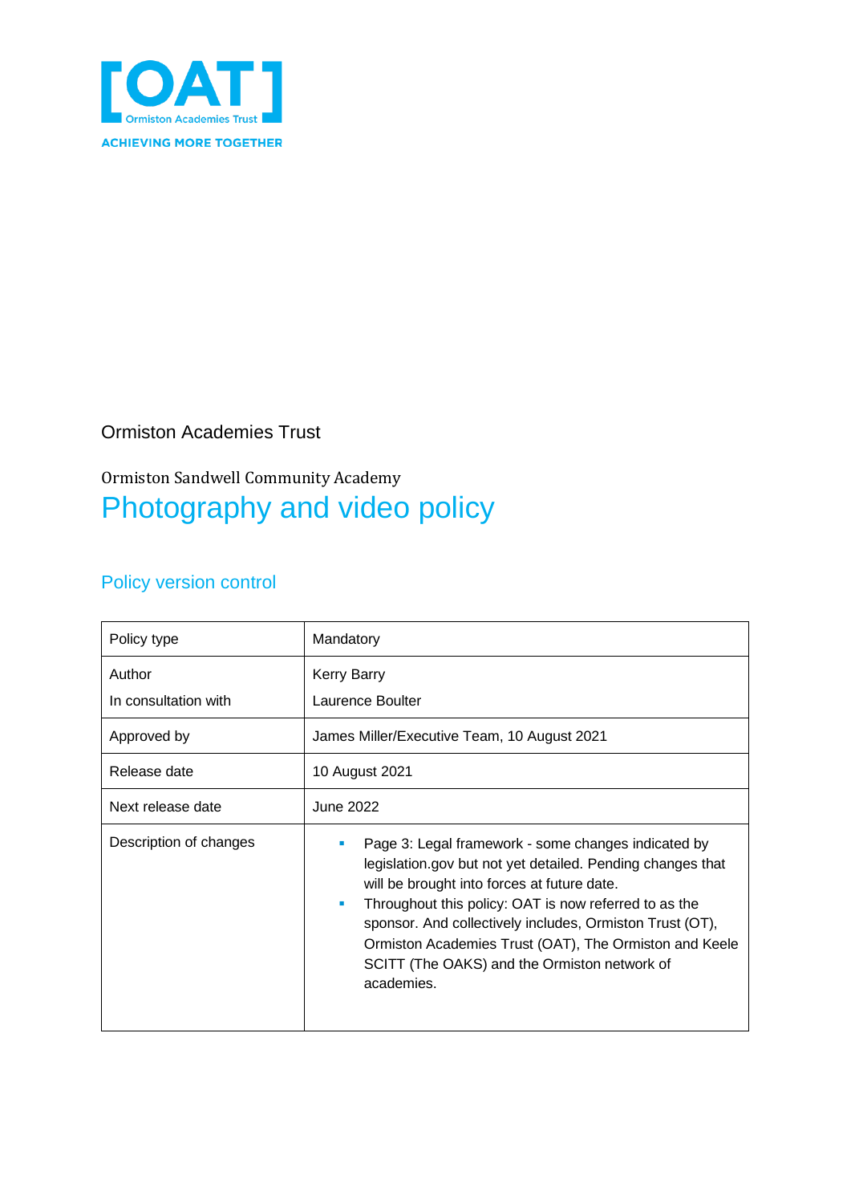[OAT]
Ormiston Academies Trust
ACHIEVING MORE TOGETHER

Ormiston Academies Trust

Ormiston Sandwell Community Academy

# Photography and video policy

## Policy version control

| Policy type | Mandatory |
|---|---|
| Author<br>In consultation with | Kerry Barry<br>Laurence Boulter |
| Approved by | James Miller/Executive Team, 10 August 2021 |
| Release date | 10 August 2021 |
| Next release date | June 2022 |
| Description of changes | ▪ Page 3: Legal framework - some changes indicated by legislation.gov but not yet detailed. Pending changes that will be brought into forces at future date.<br>▪ Throughout this policy: OAT is now referred to as the sponsor. And collectively includes, Ormiston Trust (OT), Ormiston Academies Trust (OAT), The Ormiston and Keele SCITT (The OAKS) and the Ormiston network of academies. |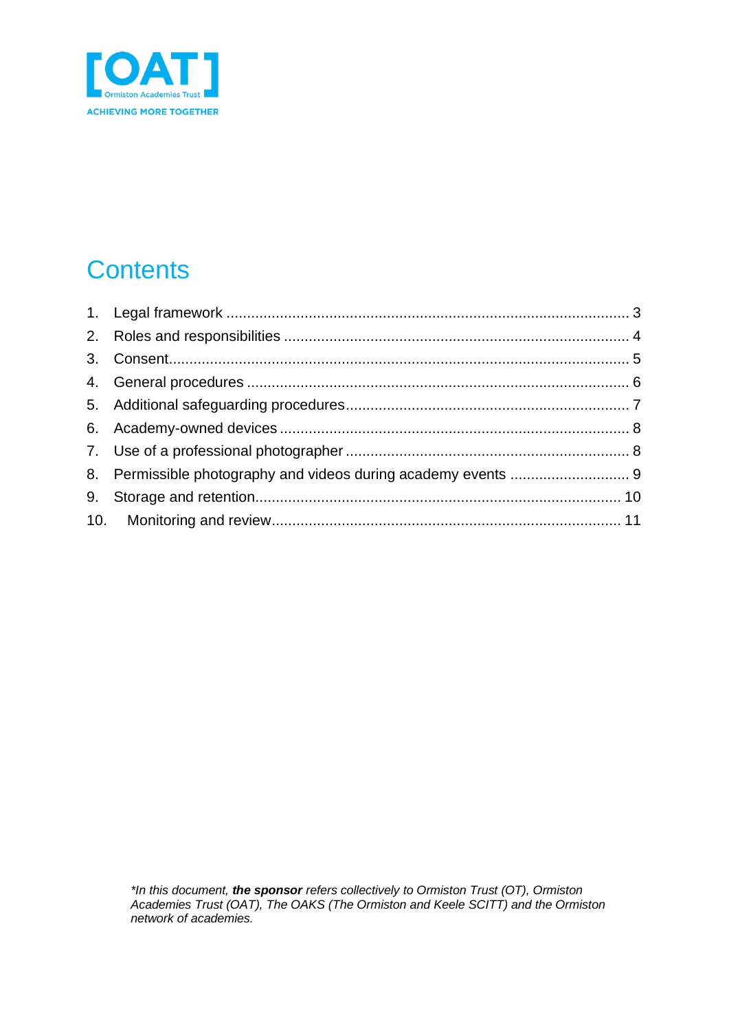# Contents

1. Legal framework ..... 3
2. Roles and responsibilities ..... 4
3. Consent ..... 5
4. General procedures ..... 6
5. Additional safeguarding procedures ..... 7
6. Academy-owned devices ..... 8
7. Use of a professional photographer ..... 8
8. Permissible photography and videos during academy events ..... 9
9. Storage and retention ..... 10
10. Monitoring and review ..... 11

**[OAT]** Ormiston Academies Trust

ACHIEVING MORE TOGETHER

*\*In this document, **the sponsor** refers collectively to Ormiston Trust (OT), Ormiston Academies Trust (OAT), The OAKS (The Ormiston and Keele SCITT) and the Ormiston network of academies.*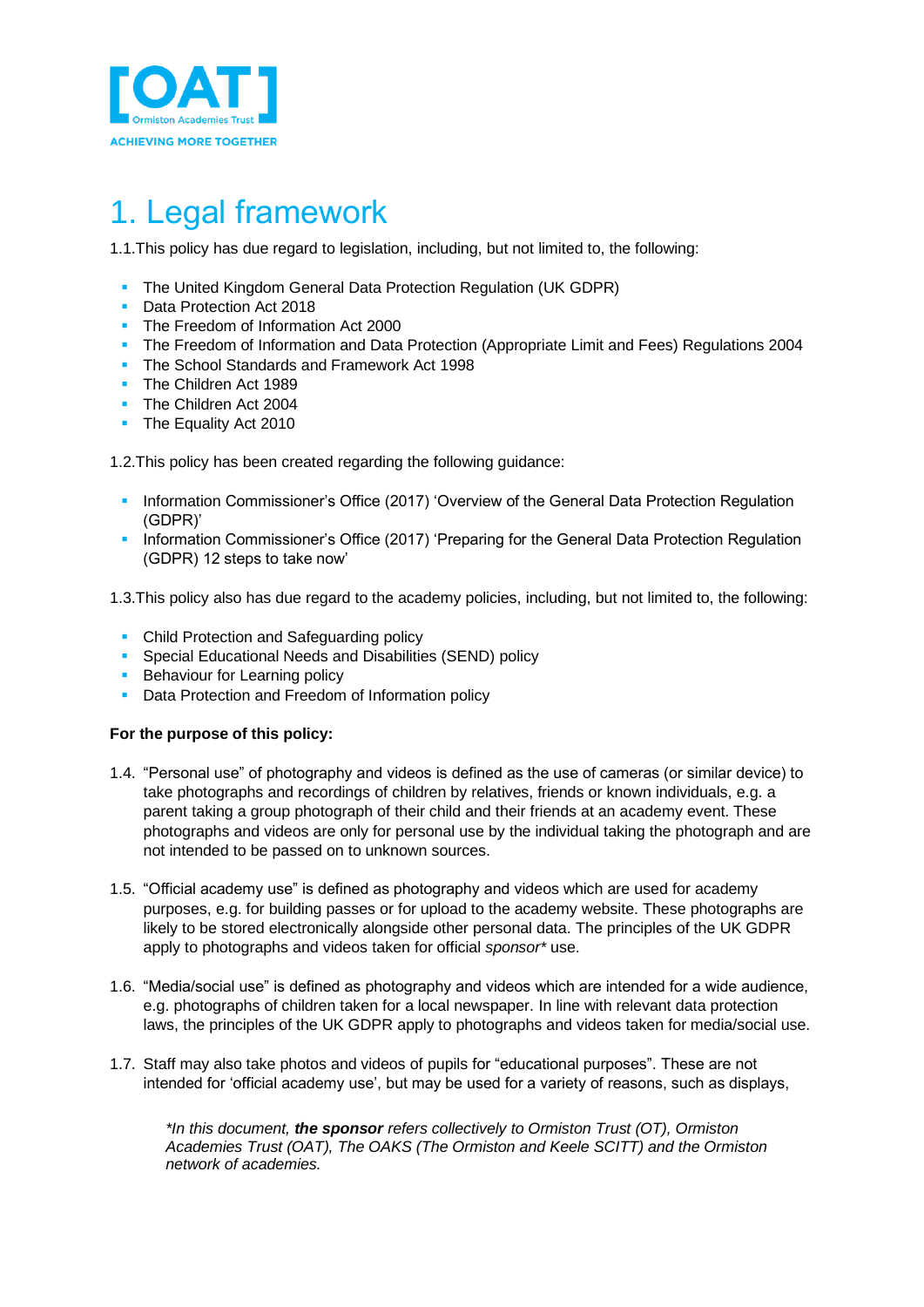# 1. Legal framework

1.1.This policy has due regard to legislation, including, but not limited to, the following:

- The United Kingdom General Data Protection Regulation (UK GDPR)
- Data Protection Act 2018
- The Freedom of Information Act 2000
- The Freedom of Information and Data Protection (Appropriate Limit and Fees) Regulations 2004
- The School Standards and Framework Act 1998
- The Children Act 1989
- The Children Act 2004
- The Equality Act 2010

1.2.This policy has been created regarding the following guidance:

- Information Commissioner's Office (2017) 'Overview of the General Data Protection Regulation (GDPR)'
- Information Commissioner's Office (2017) 'Preparing for the General Data Protection Regulation (GDPR) 12 steps to take now'

1.3.This policy also has due regard to the academy policies, including, but not limited to, the following:

- Child Protection and Safeguarding policy
- Special Educational Needs and Disabilities (SEND) policy
- Behaviour for Learning policy
- Data Protection and Freedom of Information policy

**For the purpose of this policy:**

1.4. "Personal use" of photography and videos is defined as the use of cameras (or similar device) to take photographs and recordings of children by relatives, friends or known individuals, e.g. a parent taking a group photograph of their child and their friends at an academy event. These photographs and videos are only for personal use by the individual taking the photograph and are not intended to be passed on to unknown sources.

1.5. "Official academy use" is defined as photography and videos which are used for academy purposes, e.g. for building passes or for upload to the academy website. These photographs are likely to be stored electronically alongside other personal data. The principles of the UK GDPR apply to photographs and videos taken for official *sponsor\** use.

1.6. "Media/social use" is defined as photography and videos which are intended for a wide audience, e.g. photographs of children taken for a local newspaper. In line with relevant data protection laws, the principles of the UK GDPR apply to photographs and videos taken for media/social use.

1.7. Staff may also take photos and videos of pupils for "educational purposes". These are not intended for 'official academy use', but may be used for a variety of reasons, such as displays,

*\*In this document,* ***the sponsor*** *refers collectively to Ormiston Trust (OT), Ormiston Academies Trust (OAT), The OAKS (The Ormiston and Keele SCITT) and the Ormiston network of academies.*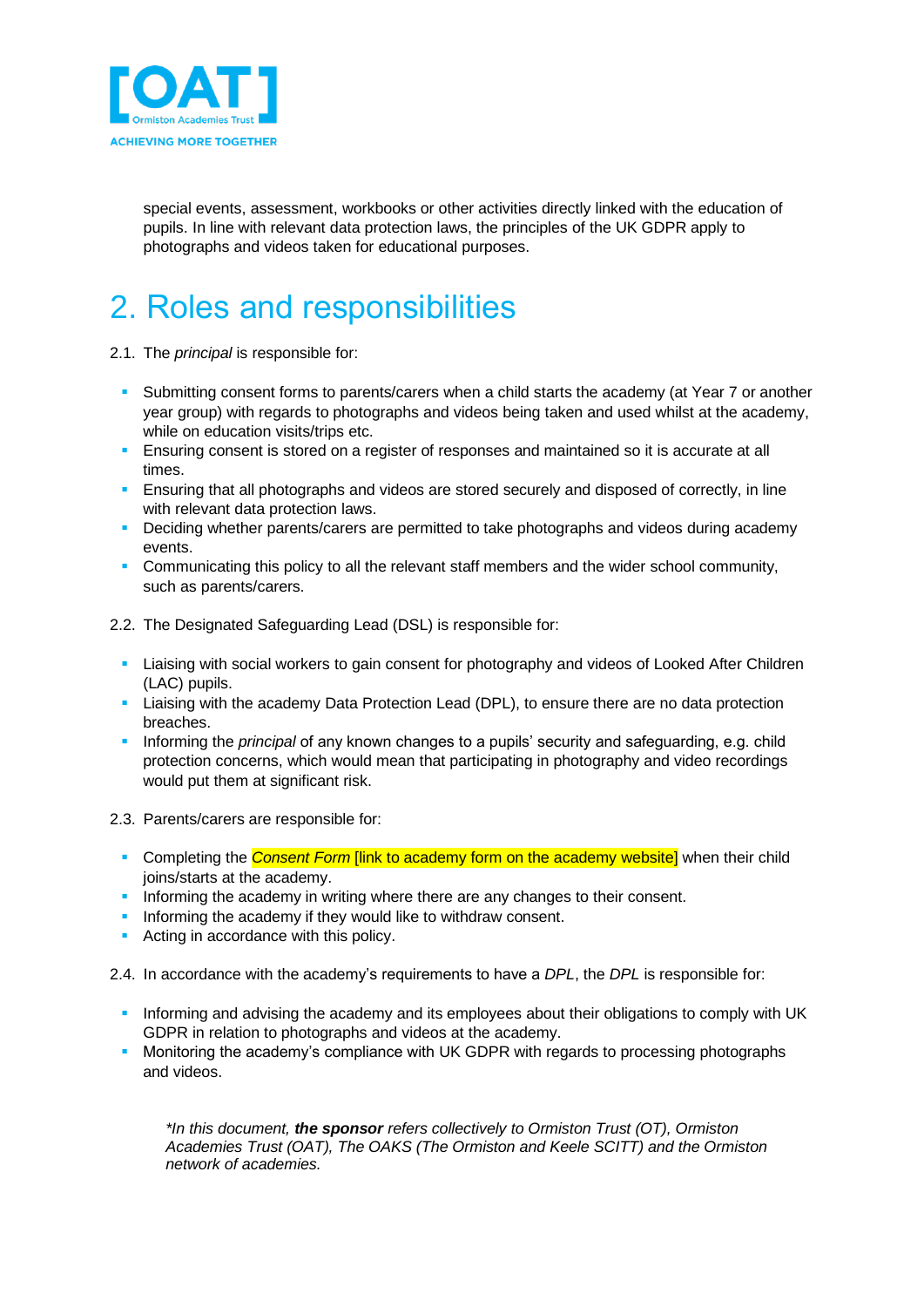special events, assessment, workbooks or other activities directly linked with the education of pupils. In line with relevant data protection laws, the principles of the UK GDPR apply to photographs and videos taken for educational purposes.

## 2. Roles and responsibilities

2.1. The *principal* is responsible for:

- Submitting consent forms to parents/carers when a child starts the academy (at Year 7 or another year group) with regards to photographs and videos being taken and used whilst at the academy, while on education visits/trips etc.
- Ensuring consent is stored on a register of responses and maintained so it is accurate at all times.
- Ensuring that all photographs and videos are stored securely and disposed of correctly, in line with relevant data protection laws.
- Deciding whether parents/carers are permitted to take photographs and videos during academy events.
- Communicating this policy to all the relevant staff members and the wider school community, such as parents/carers.

2.2. The Designated Safeguarding Lead (DSL) is responsible for:

- Liaising with social workers to gain consent for photography and videos of Looked After Children (LAC) pupils.
- Liaising with the academy Data Protection Lead (DPL), to ensure there are no data protection breaches.
- Informing the *principal* of any known changes to a pupils' security and safeguarding, e.g. child protection concerns, which would mean that participating in photography and video recordings would put them at significant risk.

2.3. Parents/carers are responsible for:

- Completing the *Consent Form* [link to academy form on the academy website] when their child joins/starts at the academy.
- Informing the academy in writing where there are any changes to their consent.
- Informing the academy if they would like to withdraw consent.
- Acting in accordance with this policy.

2.4. In accordance with the academy's requirements to have a *DPL*, the *DPL* is responsible for:

- Informing and advising the academy and its employees about their obligations to comply with UK GDPR in relation to photographs and videos at the academy.
- Monitoring the academy's compliance with UK GDPR with regards to processing photographs and videos.

*\*In this document, **the sponsor** refers collectively to Ormiston Trust (OT), Ormiston Academies Trust (OAT), The OAKS (The Ormiston and Keele SCITT) and the Ormiston network of academies.*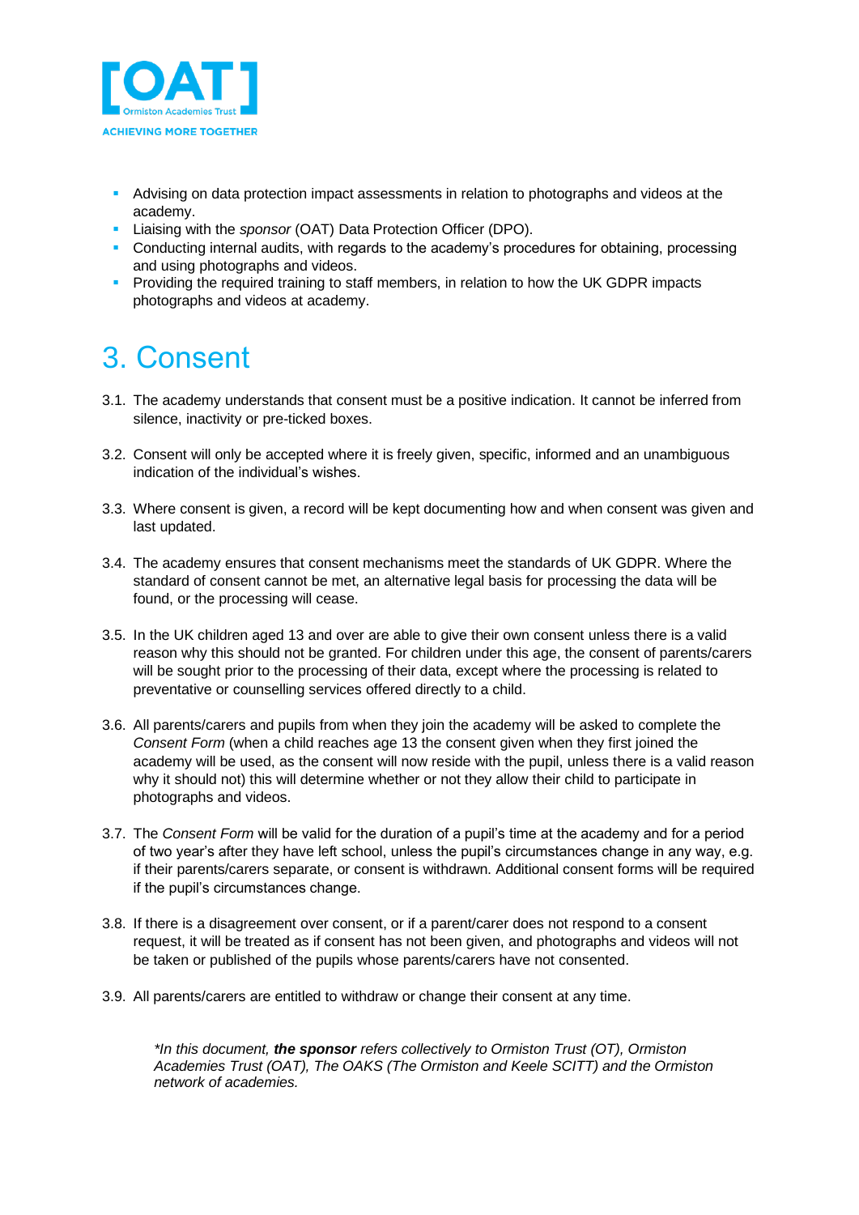- Advising on data protection impact assessments in relation to photographs and videos at the academy.
- Liaising with the *sponsor* (OAT) Data Protection Officer (DPO).
- Conducting internal audits, with regards to the academy's procedures for obtaining, processing and using photographs and videos.
- Providing the required training to staff members, in relation to how the UK GDPR impacts photographs and videos at academy.

# 3. Consent

3.1. The academy understands that consent must be a positive indication. It cannot be inferred from silence, inactivity or pre-ticked boxes.

3.2. Consent will only be accepted where it is freely given, specific, informed and an unambiguous indication of the individual's wishes.

3.3. Where consent is given, a record will be kept documenting how and when consent was given and last updated.

3.4. The academy ensures that consent mechanisms meet the standards of UK GDPR. Where the standard of consent cannot be met, an alternative legal basis for processing the data will be found, or the processing will cease.

3.5. In the UK children aged 13 and over are able to give their own consent unless there is a valid reason why this should not be granted. For children under this age, the consent of parents/carers will be sought prior to the processing of their data, except where the processing is related to preventative or counselling services offered directly to a child.

3.6. All parents/carers and pupils from when they join the academy will be asked to complete the *Consent Form* (when a child reaches age 13 the consent given when they first joined the academy will be used, as the consent will now reside with the pupil, unless there is a valid reason why it should not) this will determine whether or not they allow their child to participate in photographs and videos.

3.7. The *Consent Form* will be valid for the duration of a pupil's time at the academy and for a period of two year's after they have left school, unless the pupil's circumstances change in any way, e.g. if their parents/carers separate, or consent is withdrawn. Additional consent forms will be required if the pupil's circumstances change.

3.8. If there is a disagreement over consent, or if a parent/carer does not respond to a consent request, it will be treated as if consent has not been given, and photographs and videos will not be taken or published of the pupils whose parents/carers have not consented.

3.9. All parents/carers are entitled to withdraw or change their consent at any time.

*\*In this document, **the sponsor** refers collectively to Ormiston Trust (OT), Ormiston Academies Trust (OAT), The OAKS (The Ormiston and Keele SCITT) and the Ormiston network of academies.*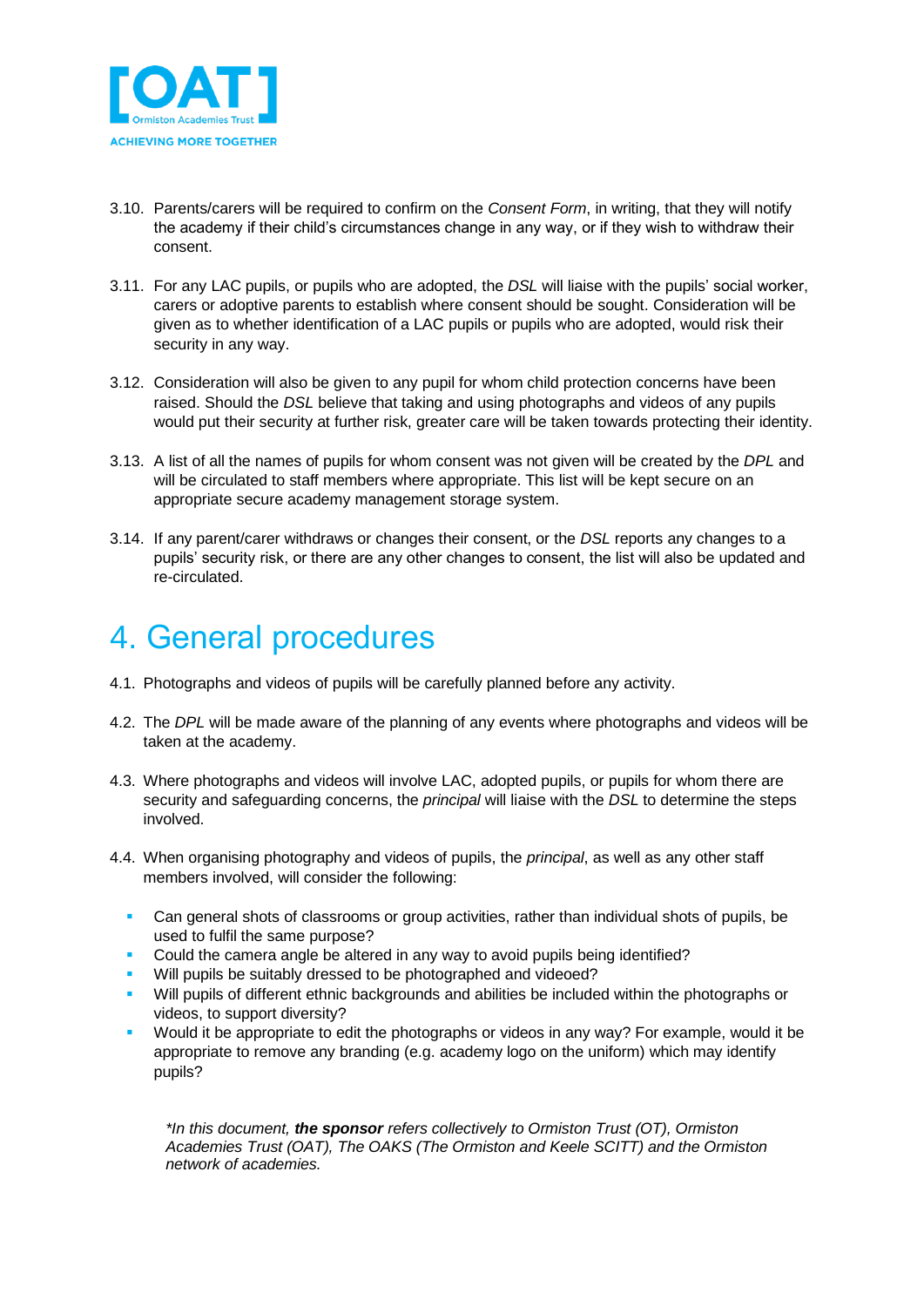3.10. Parents/carers will be required to confirm on the *Consent Form*, in writing, that they will notify the academy if their child's circumstances change in any way, or if they wish to withdraw their consent.

3.11. For any LAC pupils, or pupils who are adopted, the *DSL* will liaise with the pupils' social worker, carers or adoptive parents to establish where consent should be sought. Consideration will be given as to whether identification of a LAC pupils or pupils who are adopted, would risk their security in any way.

3.12. Consideration will also be given to any pupil for whom child protection concerns have been raised. Should the *DSL* believe that taking and using photographs and videos of any pupils would put their security at further risk, greater care will be taken towards protecting their identity.

3.13. A list of all the names of pupils for whom consent was not given will be created by the *DPL* and will be circulated to staff members where appropriate. This list will be kept secure on an appropriate secure academy management storage system.

3.14. If any parent/carer withdraws or changes their consent, or the *DSL* reports any changes to a pupils' security risk, or there are any other changes to consent, the list will also be updated and re-circulated.

# 4. General procedures

4.1. Photographs and videos of pupils will be carefully planned before any activity.

4.2. The *DPL* will be made aware of the planning of any events where photographs and videos will be taken at the academy.

4.3. Where photographs and videos will involve LAC, adopted pupils, or pupils for whom there are security and safeguarding concerns, the *principal* will liaise with the *DSL* to determine the steps involved.

4.4. When organising photography and videos of pupils, the *principal*, as well as any other staff members involved, will consider the following:

- Can general shots of classrooms or group activities, rather than individual shots of pupils, be used to fulfil the same purpose?
- Could the camera angle be altered in any way to avoid pupils being identified?
- Will pupils be suitably dressed to be photographed and videoed?
- Will pupils of different ethnic backgrounds and abilities be included within the photographs or videos, to support diversity?
- Would it be appropriate to edit the photographs or videos in any way? For example, would it be appropriate to remove any branding (e.g. academy logo on the uniform) which may identify pupils?

**In this document, **the sponsor** refers collectively to Ormiston Trust (OT), Ormiston Academies Trust (OAT), The OAKS (The Ormiston and Keele SCITT) and the Ormiston network of academies.*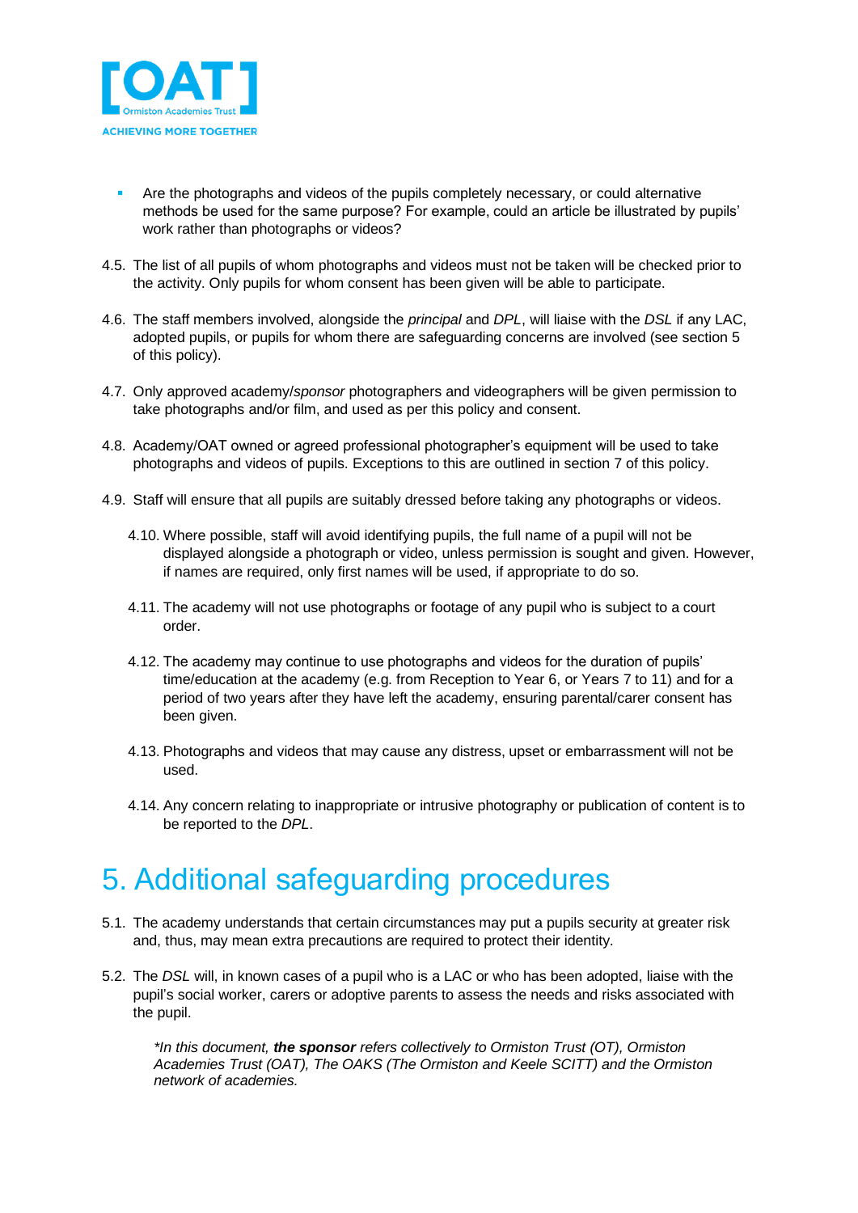- Are the photographs and videos of the pupils completely necessary, or could alternative methods be used for the same purpose? For example, could an article be illustrated by pupils' work rather than photographs or videos?

4.5. The list of all pupils of whom photographs and videos must not be taken will be checked prior to the activity. Only pupils for whom consent has been given will be able to participate.

4.6. The staff members involved, alongside the *principal* and *DPL*, will liaise with the *DSL* if any LAC, adopted pupils, or pupils for whom there are safeguarding concerns are involved (see section 5 of this policy).

4.7. Only approved academy/*sponsor* photographers and videographers will be given permission to take photographs and/or film, and used as per this policy and consent.

4.8. Academy/OAT owned or agreed professional photographer's equipment will be used to take photographs and videos of pupils. Exceptions to this are outlined in section 7 of this policy.

4.9. Staff will ensure that all pupils are suitably dressed before taking any photographs or videos.

4.10. Where possible, staff will avoid identifying pupils, the full name of a pupil will not be displayed alongside a photograph or video, unless permission is sought and given. However, if names are required, only first names will be used, if appropriate to do so.

4.11. The academy will not use photographs or footage of any pupil who is subject to a court order.

4.12. The academy may continue to use photographs and videos for the duration of pupils' time/education at the academy (e.g. from Reception to Year 6, or Years 7 to 11) and for a period of two years after they have left the academy, ensuring parental/carer consent has been given.

4.13. Photographs and videos that may cause any distress, upset or embarrassment will not be used.

4.14. Any concern relating to inappropriate or intrusive photography or publication of content is to be reported to the *DPL*.

# 5. Additional safeguarding procedures

5.1. The academy understands that certain circumstances may put a pupils security at greater risk and, thus, may mean extra precautions are required to protect their identity.

5.2. The *DSL* will, in known cases of a pupil who is a LAC or who has been adopted, liaise with the pupil's social worker, carers or adoptive parents to assess the needs and risks associated with the pupil.

*\*In this document, **the sponsor** refers collectively to Ormiston Trust (OT), Ormiston Academies Trust (OAT), The OAKS (The Ormiston and Keele SCITT) and the Ormiston network of academies.*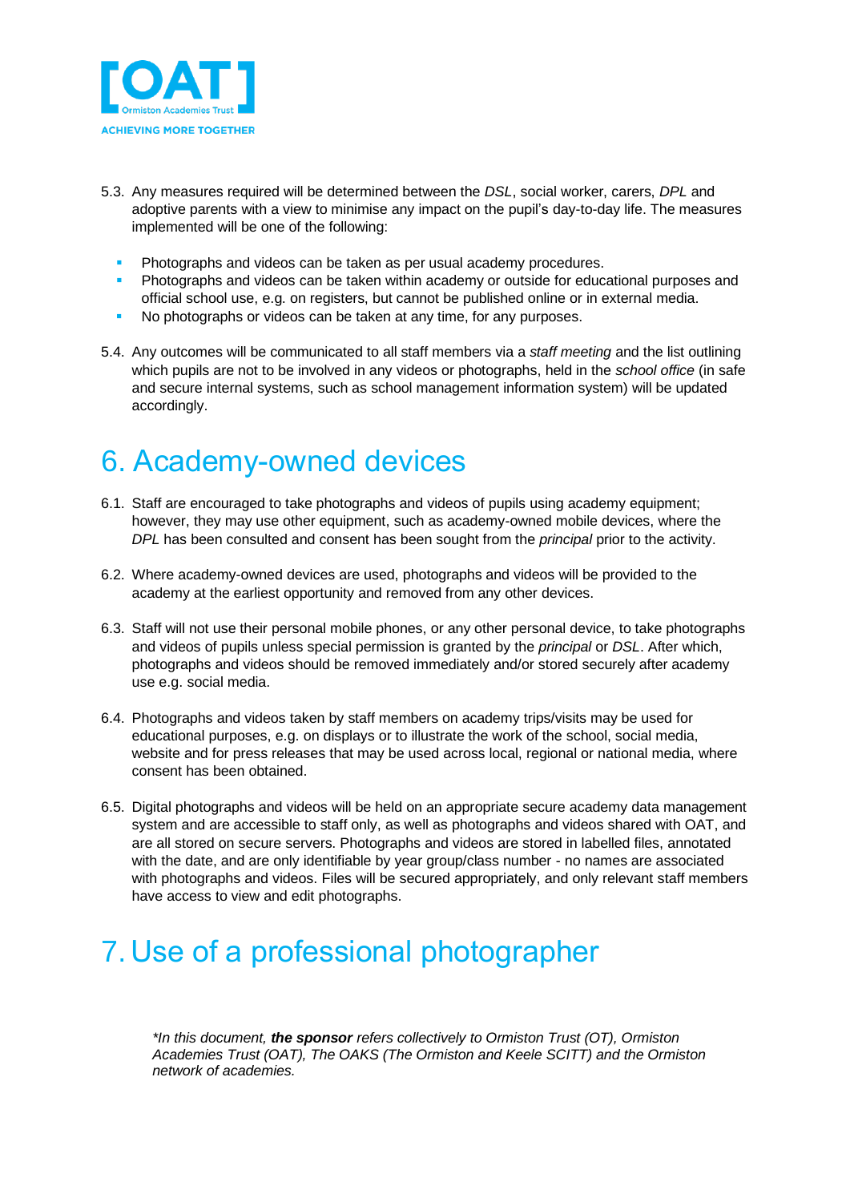5.3. Any measures required will be determined between the *DSL*, social worker, carers, *DPL* and adoptive parents with a view to minimise any impact on the pupil's day-to-day life. The measures implemented will be one of the following:

- Photographs and videos can be taken as per usual academy procedures.
- Photographs and videos can be taken within academy or outside for educational purposes and official school use, e.g. on registers, but cannot be published online or in external media.
- No photographs or videos can be taken at any time, for any purposes.

5.4. Any outcomes will be communicated to all staff members via a *staff meeting* and the list outlining which pupils are not to be involved in any videos or photographs, held in the *school office* (in safe and secure internal systems, such as school management information system) will be updated accordingly.

# 6. Academy-owned devices

6.1. Staff are encouraged to take photographs and videos of pupils using academy equipment; however, they may use other equipment, such as academy-owned mobile devices, where the *DPL* has been consulted and consent has been sought from the *principal* prior to the activity.

6.2. Where academy-owned devices are used, photographs and videos will be provided to the academy at the earliest opportunity and removed from any other devices.

6.3. Staff will not use their personal mobile phones, or any other personal device, to take photographs and videos of pupils unless special permission is granted by the *principal* or *DSL*. After which, photographs and videos should be removed immediately and/or stored securely after academy use e.g. social media.

6.4. Photographs and videos taken by staff members on academy trips/visits may be used for educational purposes, e.g. on displays or to illustrate the work of the school, social media, website and for press releases that may be used across local, regional or national media, where consent has been obtained.

6.5. Digital photographs and videos will be held on an appropriate secure academy data management system and are accessible to staff only, as well as photographs and videos shared with OAT, and are all stored on secure servers. Photographs and videos are stored in labelled files, annotated with the date, and are only identifiable by year group/class number - no names are associated with photographs and videos. Files will be secured appropriately, and only relevant staff members have access to view and edit photographs.

# 7. Use of a professional photographer

*\*In this document, **the sponsor** refers collectively to Ormiston Trust (OT), Ormiston Academies Trust (OAT), The OAKS (The Ormiston and Keele SCITT) and the Ormiston network of academies.*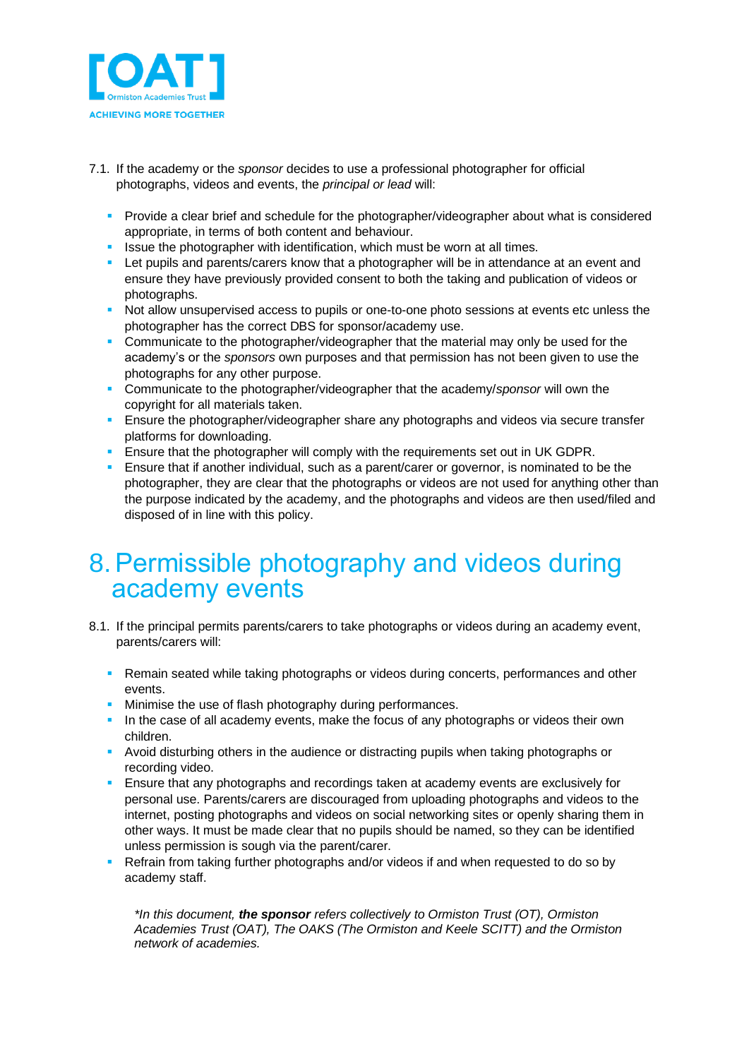7.1. If the academy or the *sponsor* decides to use a professional photographer for official photographs, videos and events, the *principal or lead* will:

- Provide a clear brief and schedule for the photographer/videographer about what is considered appropriate, in terms of both content and behaviour.
- Issue the photographer with identification, which must be worn at all times.
- Let pupils and parents/carers know that a photographer will be in attendance at an event and ensure they have previously provided consent to both the taking and publication of videos or photographs.
- Not allow unsupervised access to pupils or one-to-one photo sessions at events etc unless the photographer has the correct DBS for sponsor/academy use.
- Communicate to the photographer/videographer that the material may only be used for the academy's or the *sponsors* own purposes and that permission has not been given to use the photographs for any other purpose.
- Communicate to the photographer/videographer that the academy/*sponsor* will own the copyright for all materials taken.
- Ensure the photographer/videographer share any photographs and videos via secure transfer platforms for downloading.
- Ensure that the photographer will comply with the requirements set out in UK GDPR.
- Ensure that if another individual, such as a parent/carer or governor, is nominated to be the photographer, they are clear that the photographs or videos are not used for anything other than the purpose indicated by the academy, and the photographs and videos are then used/filed and disposed of in line with this policy.

# 8. Permissible photography and videos during academy events

8.1. If the principal permits parents/carers to take photographs or videos during an academy event, parents/carers will:

- Remain seated while taking photographs or videos during concerts, performances and other events.
- Minimise the use of flash photography during performances.
- In the case of all academy events, make the focus of any photographs or videos their own children.
- Avoid disturbing others in the audience or distracting pupils when taking photographs or recording video.
- Ensure that any photographs and recordings taken at academy events are exclusively for personal use. Parents/carers are discouraged from uploading photographs and videos to the internet, posting photographs and videos on social networking sites or openly sharing them in other ways. It must be made clear that no pupils should be named, so they can be identified unless permission is sough via the parent/carer.
- Refrain from taking further photographs and/or videos if and when requested to do so by academy staff.

**In this document, **the sponsor** refers collectively to Ormiston Trust (OT), Ormiston Academies Trust (OAT), The OAKS (The Ormiston and Keele SCITT) and the Ormiston network of academies.*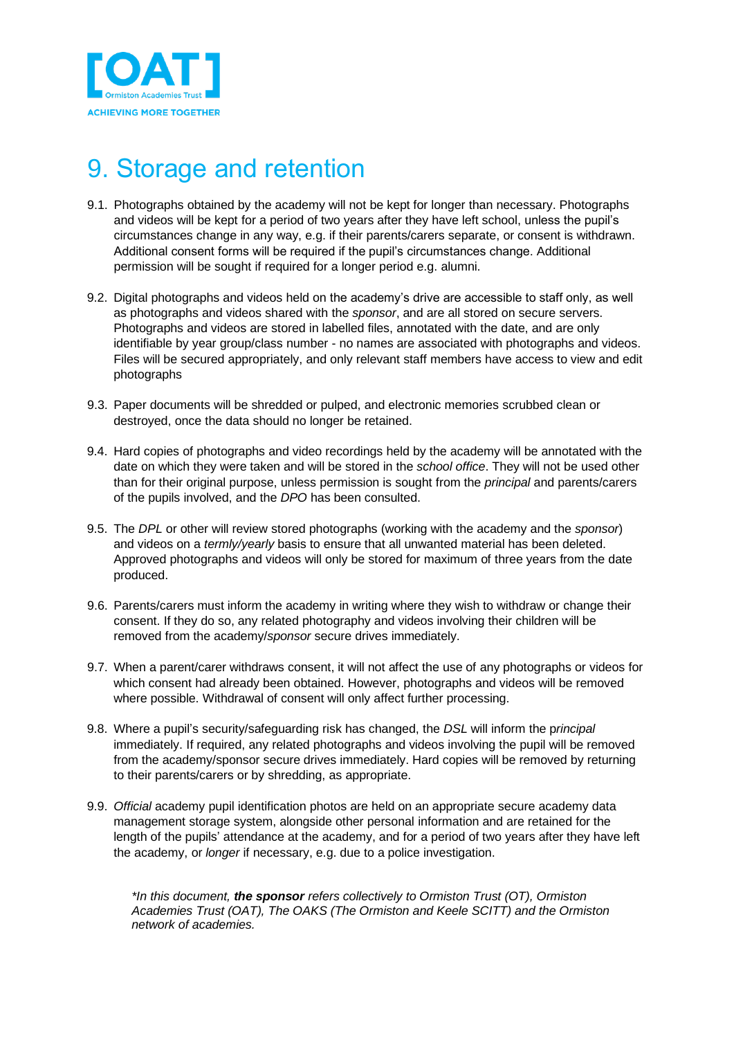# 9. Storage and retention

9.1. Photographs obtained by the academy will not be kept for longer than necessary. Photographs and videos will be kept for a period of two years after they have left school, unless the pupil's circumstances change in any way, e.g. if their parents/carers separate, or consent is withdrawn. Additional consent forms will be required if the pupil's circumstances change. Additional permission will be sought if required for a longer period e.g. alumni.

9.2. Digital photographs and videos held on the academy's drive are accessible to staff only, as well as photographs and videos shared with the *sponsor*, and are all stored on secure servers. Photographs and videos are stored in labelled files, annotated with the date, and are only identifiable by year group/class number - no names are associated with photographs and videos. Files will be secured appropriately, and only relevant staff members have access to view and edit photographs

9.3. Paper documents will be shredded or pulped, and electronic memories scrubbed clean or destroyed, once the data should no longer be retained.

9.4. Hard copies of photographs and video recordings held by the academy will be annotated with the date on which they were taken and will be stored in the *school office*. They will not be used other than for their original purpose, unless permission is sought from the *principal* and parents/carers of the pupils involved, and the *DPO* has been consulted.

9.5. The *DPL* or other will review stored photographs (working with the academy and the *sponsor*) and videos on a *termly/yearly* basis to ensure that all unwanted material has been deleted. Approved photographs and videos will only be stored for maximum of three years from the date produced.

9.6. Parents/carers must inform the academy in writing where they wish to withdraw or change their consent. If they do so, any related photography and videos involving their children will be removed from the academy/*sponsor* secure drives immediately.

9.7. When a parent/carer withdraws consent, it will not affect the use of any photographs or videos for which consent had already been obtained. However, photographs and videos will be removed where possible. Withdrawal of consent will only affect further processing.

9.8. Where a pupil's security/safeguarding risk has changed, the *DSL* will inform the p*rincipal* immediately. If required, any related photographs and videos involving the pupil will be removed from the academy/sponsor secure drives immediately. Hard copies will be removed by returning to their parents/carers or by shredding, as appropriate.

9.9. *Official* academy pupil identification photos are held on an appropriate secure academy data management storage system, alongside other personal information and are retained for the length of the pupils' attendance at the academy, and for a period of two years after they have left the academy, or *longer* if necessary, e.g. due to a police investigation.

*\*In this document,* ***the sponsor*** *refers collectively to Ormiston Trust (OT), Ormiston Academies Trust (OAT), The OAKS (The Ormiston and Keele SCITT) and the Ormiston network of academies.*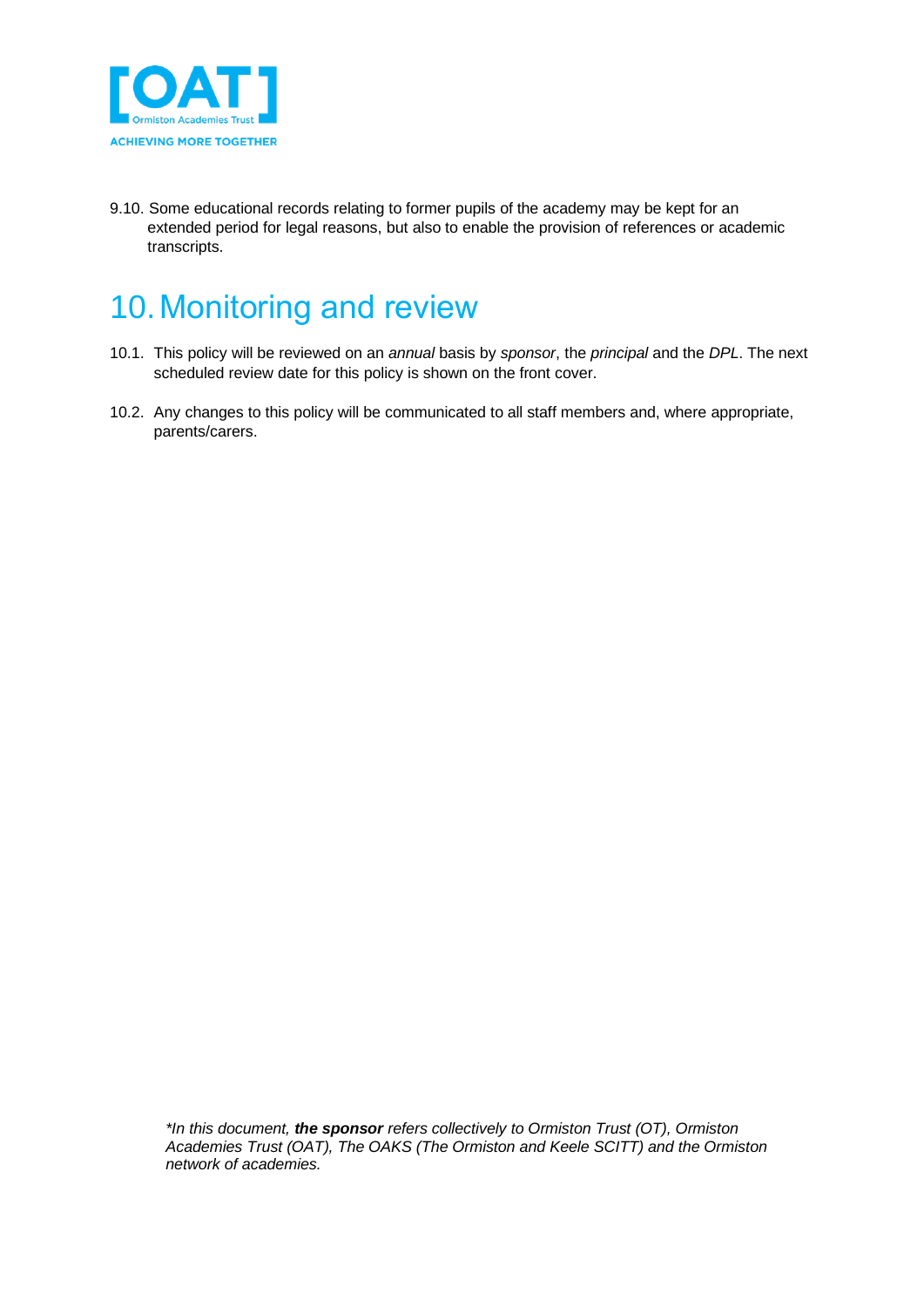9.10. Some educational records relating to former pupils of the academy may be kept for an extended period for legal reasons, but also to enable the provision of references or academic transcripts.

# 10. Monitoring and review

10.1. This policy will be reviewed on an *annual* basis by *sponsor*, the *principal* and the *DPL*. The next scheduled review date for this policy is shown on the front cover.

10.2. Any changes to this policy will be communicated to all staff members and, where appropriate, parents/carers.

**In this document, **the sponsor** refers collectively to Ormiston Trust (OT), Ormiston Academies Trust (OAT), The OAKS (The Ormiston and Keele SCITT) and the Ormiston network of academies.*